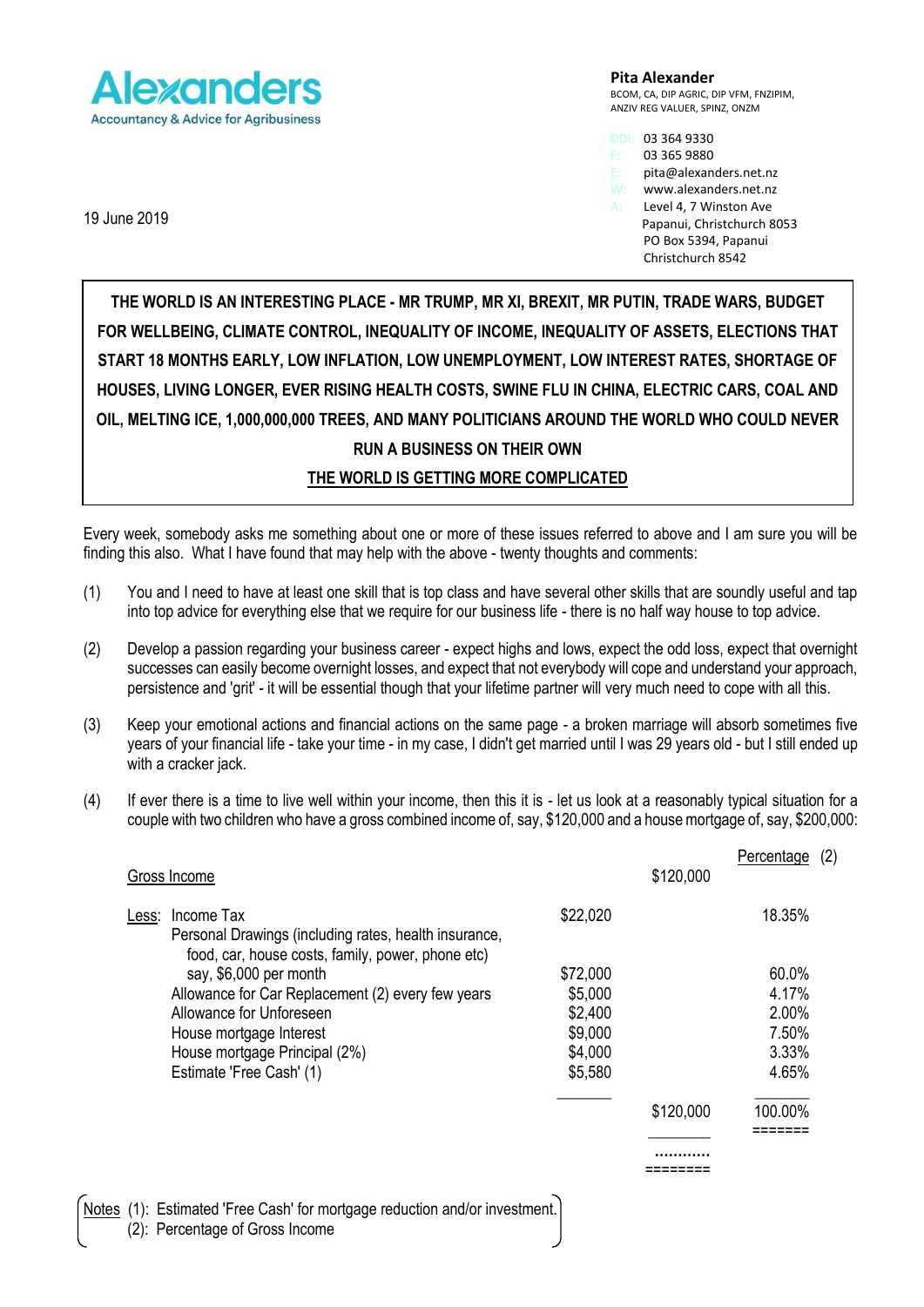**Alexanders**
Accountancy & Advice for Agribusiness

**Pita Alexander**
BCOM, CA, DIP AGRIC, DIP VFM, FNZIPIM, ANZIV REG VALUER, SPINZ, ONZM

DDI: 03 364 9330
F: 03 365 9880
E: pita@alexanders.net.nz
W: www.alexanders.net.nz
A: Level 4, 7 Winston Ave
Papanui, Christchurch 8053
PO Box 5394, Papanui
Christchurch 8542

19 June 2019

**THE WORLD IS AN INTERESTING PLACE - MR TRUMP, MR XI, BREXIT, MR PUTIN, TRADE WARS, BUDGET FOR WELLBEING, CLIMATE CONTROL, INEQUALITY OF INCOME, INEQUALITY OF ASSETS, ELECTIONS THAT START 18 MONTHS EARLY, LOW INFLATION, LOW UNEMPLOYMENT, LOW INTEREST RATES, SHORTAGE OF HOUSES, LIVING LONGER, EVER RISING HEALTH COSTS, SWINE FLU IN CHINA, ELECTRIC CARS, COAL AND OIL, MELTING ICE, 1,000,000,000 TREES, AND MANY POLITICIANS AROUND THE WORLD WHO COULD NEVER RUN A BUSINESS ON THEIR OWN**

**<u>THE WORLD IS GETTING MORE COMPLICATED</u>**

Every week, somebody asks me something about one or more of these issues referred to above and I am sure you will be finding this also. What I have found that may help with the above - twenty thoughts and comments:

(1) You and I need to have at least one skill that is top class and have several other skills that are soundly useful and tap into top advice for everything else that we require for our business life - there is no half way house to top advice.

(2) Develop a passion regarding your business career - expect highs and lows, expect the odd loss, expect that overnight successes can easily become overnight losses, and expect that not everybody will cope and understand your approach, persistence and 'grit' - it will be essential though that your lifetime partner will very much need to cope with all this.

(3) Keep your emotional actions and financial actions on the same page - a broken marriage will absorb sometimes five years of your financial life - take your time - in my case, I didn't get married until I was 29 years old - but I still ended up with a cracker jack.

(4) If ever there is a time to live well within your income, then this it is - let us look at a reasonably typical situation for a couple with two children who have a gross combined income of, say, $120,000 and a house mortgage of, say, $200,000:

| | | | Percentage (2) |
|---|---|---|---|
| Gross Income | | $120,000 | |
| Less: Income Tax | $22,020 | | 18.35% |
| Personal Drawings (including rates, health insurance, food, car, house costs, family, power, phone etc) say, $6,000 per month | $72,000 | | 60.0% |
| Allowance for Car Replacement (2) every few years | $5,000 | | 4.17% |
| Allowance for Unforeseen | $2,400 | | 2.00% |
| House mortgage Interest | $9,000 | | 7.50% |
| House mortgage Principal (2%) | $4,000 | | 3.33% |
| Estimate 'Free Cash' (1) | $5,580 | | 4.65% |
| | | $120,000 | 100.00% |
| | | ........... | |

Notes (1): Estimated 'Free Cash' for mortgage reduction and/or investment.
(2): Percentage of Gross Income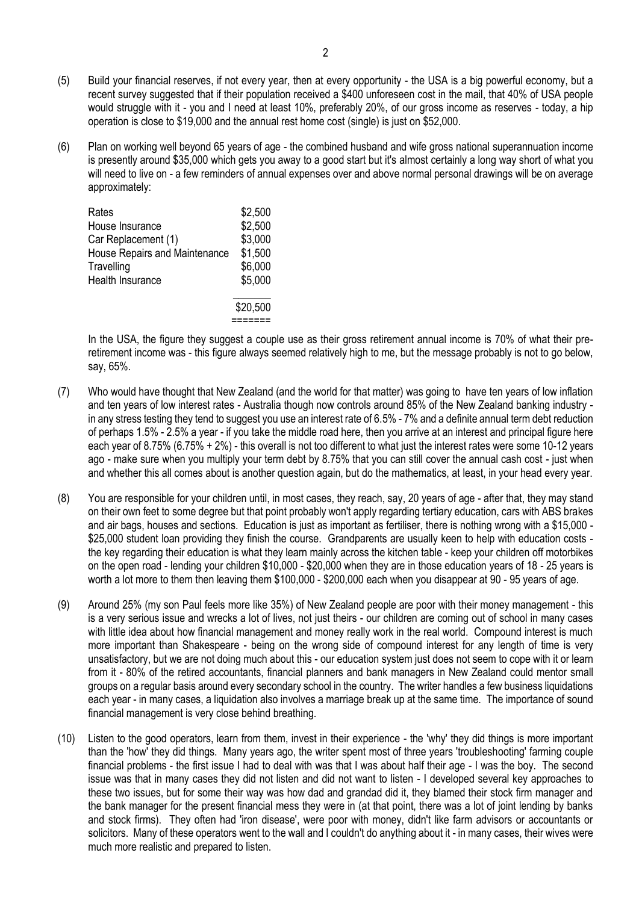(5) Build your financial reserves, if not every year, then at every opportunity - the USA is a big powerful economy, but a recent survey suggested that if their population received a $400 unforeseen cost in the mail, that 40% of USA people would struggle with it - you and I need at least 10%, preferably 20%, of our gross income as reserves - today, a hip operation is close to $19,000 and the annual rest home cost (single) is just on $52,000.

(6) Plan on working well beyond 65 years of age - the combined husband and wife gross national superannuation income is presently around $35,000 which gets you away to a good start but it's almost certainly a long way short of what you will need to live on - a few reminders of annual expenses over and above normal personal drawings will be on average approximately:

| | |
|---|---|
| Rates | $2,500 |
| House Insurance | $2,500 |
| Car Replacement (1) | $3,000 |
| House Repairs and Maintenance | $1,500 |
| Travelling | $6,000 |
| Health Insurance | $5,000 |
| | $20,500 |

In the USA, the figure they suggest a couple use as their gross retirement annual income is 70% of what their pre-retirement income was - this figure always seemed relatively high to me, but the message probably is not to go below, say, 65%.

(7) Who would have thought that New Zealand (and the world for that matter) was going to have ten years of low inflation and ten years of low interest rates - Australia though now controls around 85% of the New Zealand banking industry - in any stress testing they tend to suggest you use an interest rate of 6.5% - 7% and a definite annual term debt reduction of perhaps 1.5% - 2.5% a year - if you take the middle road here, then you arrive at an interest and principal figure here each year of 8.75% (6.75% + 2%) - this overall is not too different to what just the interest rates were some 10-12 years ago - make sure when you multiply your term debt by 8.75% that you can still cover the annual cash cost - just when and whether this all comes about is another question again, but do the mathematics, at least, in your head every year.

(8) You are responsible for your children until, in most cases, they reach, say, 20 years of age - after that, they may stand on their own feet to some degree but that point probably won't apply regarding tertiary education, cars with ABS brakes and air bags, houses and sections. Education is just as important as fertiliser, there is nothing wrong with a $15,000 - $25,000 student loan providing they finish the course. Grandparents are usually keen to help with education costs - the key regarding their education is what they learn mainly across the kitchen table - keep your children off motorbikes on the open road - lending your children $10,000 - $20,000 when they are in those education years of 18 - 25 years is worth a lot more to them then leaving them $100,000 - $200,000 each when you disappear at 90 - 95 years of age.

(9) Around 25% (my son Paul feels more like 35%) of New Zealand people are poor with their money management - this is a very serious issue and wrecks a lot of lives, not just theirs - our children are coming out of school in many cases with little idea about how financial management and money really work in the real world. Compound interest is much more important than Shakespeare - being on the wrong side of compound interest for any length of time is very unsatisfactory, but we are not doing much about this - our education system just does not seem to cope with it or learn from it - 80% of the retired accountants, financial planners and bank managers in New Zealand could mentor small groups on a regular basis around every secondary school in the country. The writer handles a few business liquidations each year - in many cases, a liquidation also involves a marriage break up at the same time. The importance of sound financial management is very close behind breathing.

(10) Listen to the good operators, learn from them, invest in their experience - the 'why' they did things is more important than the 'how' they did things. Many years ago, the writer spent most of three years 'troubleshooting' farming couple financial problems - the first issue I had to deal with was that I was about half their age - I was the boy. The second issue was that in many cases they did not listen and did not want to listen - I developed several key approaches to these two issues, but for some their way was how dad and grandad did it, they blamed their stock firm manager and the bank manager for the present financial mess they were in (at that point, there was a lot of joint lending by banks and stock firms). They often had 'iron disease', were poor with money, didn't like farm advisors or accountants or solicitors. Many of these operators went to the wall and I couldn't do anything about it - in many cases, their wives were much more realistic and prepared to listen.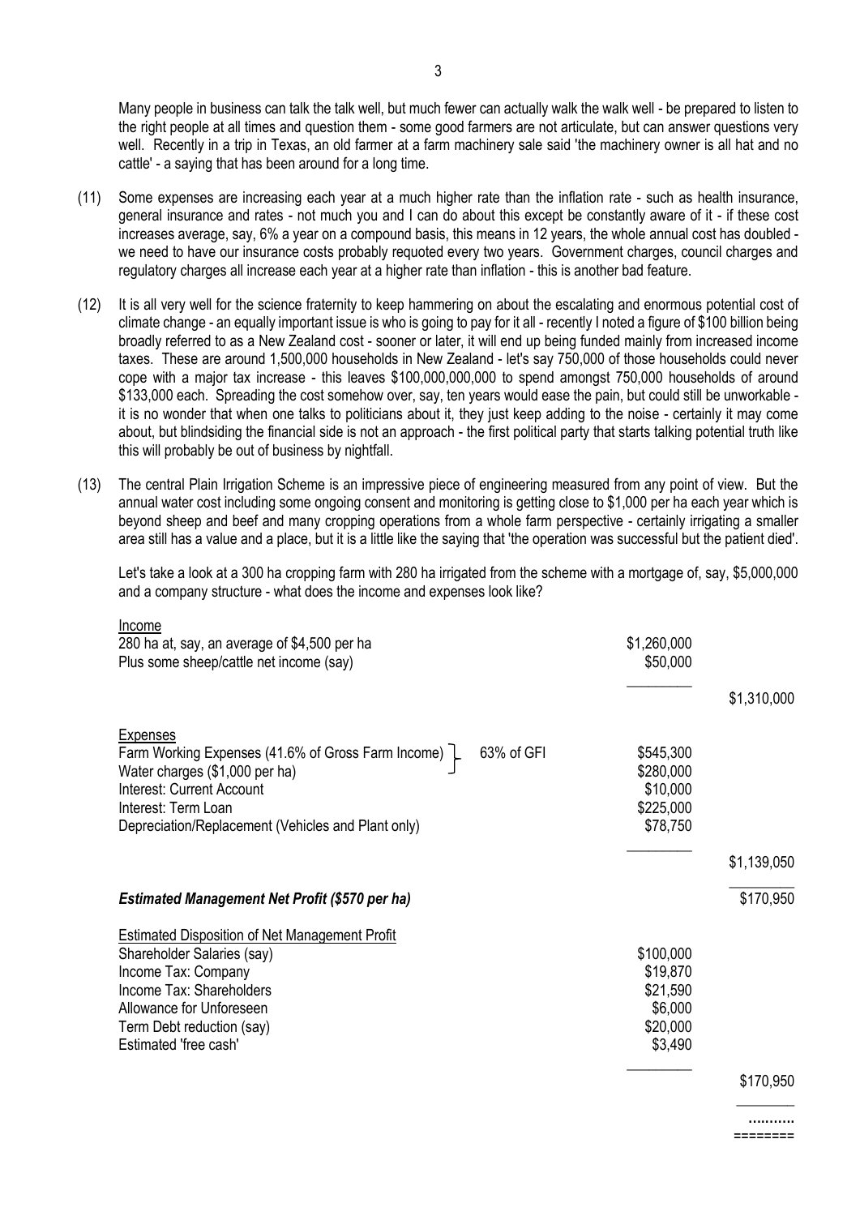Many people in business can talk the talk well, but much fewer can actually walk the walk well - be prepared to listen to the right people at all times and question them - some good farmers are not articulate, but can answer questions very well. Recently in a trip in Texas, an old farmer at a farm machinery sale said 'the machinery owner is all hat and no cattle' - a saying that has been around for a long time.

(11) Some expenses are increasing each year at a much higher rate than the inflation rate - such as health insurance, general insurance and rates - not much you and I can do about this except be constantly aware of it - if these cost increases average, say, 6% a year on a compound basis, this means in 12 years, the whole annual cost has doubled - we need to have our insurance costs probably requoted every two years. Government charges, council charges and regulatory charges all increase each year at a higher rate than inflation - this is another bad feature.

(12) It is all very well for the science fraternity to keep hammering on about the escalating and enormous potential cost of climate change - an equally important issue is who is going to pay for it all - recently I noted a figure of $100 billion being broadly referred to as a New Zealand cost - sooner or later, it will end up being funded mainly from increased income taxes. These are around 1,500,000 households in New Zealand - let's say 750,000 of those households could never cope with a major tax increase - this leaves $100,000,000,000 to spend amongst 750,000 households of around $133,000 each. Spreading the cost somehow over, say, ten years would ease the pain, but could still be unworkable - it is no wonder that when one talks to politicians about it, they just keep adding to the noise - certainly it may come about, but blindsiding the financial side is not an approach - the first political party that starts talking potential truth like this will probably be out of business by nightfall.

(13) The central Plain Irrigation Scheme is an impressive piece of engineering measured from any point of view. But the annual water cost including some ongoing consent and monitoring is getting close to $1,000 per ha each year which is beyond sheep and beef and many cropping operations from a whole farm perspective - certainly irrigating a smaller area still has a value and a place, but it is a little like the saying that 'the operation was successful but the patient died'.

Let's take a look at a 300 ha cropping farm with 280 ha irrigated from the scheme with a mortgage of, say, $5,000,000 and a company structure - what does the income and expenses look like?

| | | | |
|---|---|---|---|
| Income | | | |
| 280 ha at, say, an average of $4,500 per ha | | $1,260,000 | |
| Plus some sheep/cattle net income (say) | | $50,000 | |
| | | | $1,310,000 |
| Expenses | | | |
| Farm Working Expenses (41.6% of Gross Farm Income) | 63% of GFI | $545,300 | |
| Water charges ($1,000 per ha) | | $280,000 | |
| Interest: Current Account | | $10,000 | |
| Interest: Term Loan | | $225,000 | |
| Depreciation/Replacement (Vehicles and Plant only) | | $78,750 | |
| | | | $1,139,050 |
| ***Estimated Management Net Profit ($570 per ha)*** | | | $170,950 |
| Estimated Disposition of Net Management Profit | | | |
| Shareholder Salaries (say) | | $100,000 | |
| Income Tax: Company | | $19,870 | |
| Income Tax: Shareholders | | $21,590 | |
| Allowance for Unforeseen | | $6,000 | |
| Term Debt reduction (say) | | $20,000 | |
| Estimated 'free cash' | | $3,490 | |
| | | | $170,950 |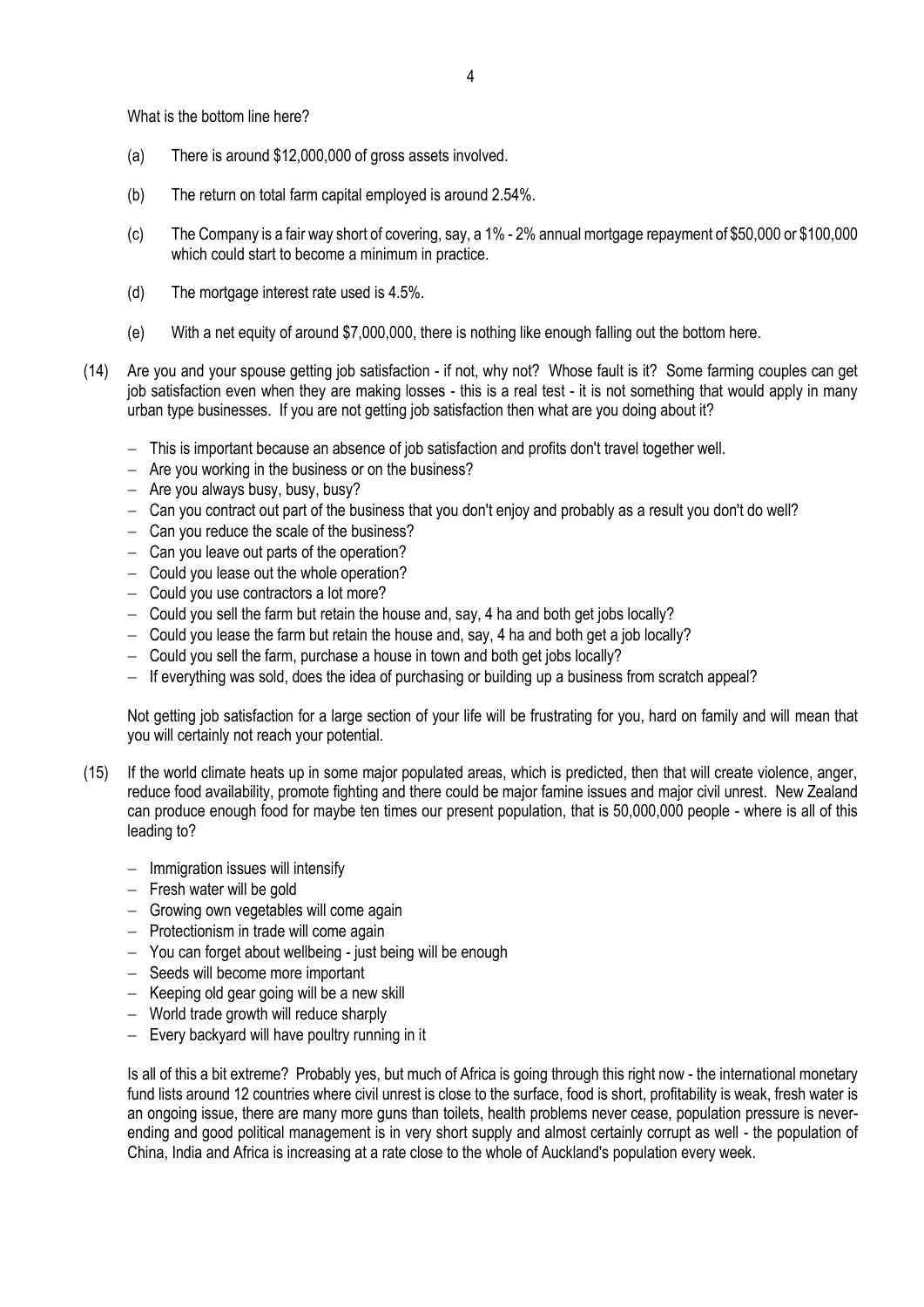What is the bottom line here?

(a) There is around $12,000,000 of gross assets involved.

(b) The return on total farm capital employed is around 2.54%.

(c) The Company is a fair way short of covering, say, a 1% - 2% annual mortgage repayment of $50,000 or $100,000 which could start to become a minimum in practice.

(d) The mortgage interest rate used is 4.5%.

(e) With a net equity of around $7,000,000, there is nothing like enough falling out the bottom here.

(14) Are you and your spouse getting job satisfaction - if not, why not? Whose fault is it? Some farming couples can get job satisfaction even when they are making losses - this is a real test - it is not something that would apply in many urban type businesses. If you are not getting job satisfaction then what are you doing about it?

- This is important because an absence of job satisfaction and profits don't travel together well.
- Are you working in the business or on the business?
- Are you always busy, busy, busy?
- Can you contract out part of the business that you don't enjoy and probably as a result you don't do well?
- Can you reduce the scale of the business?
- Can you leave out parts of the operation?
- Could you lease out the whole operation?
- Could you use contractors a lot more?
- Could you sell the farm but retain the house and, say, 4 ha and both get jobs locally?
- Could you lease the farm but retain the house and, say, 4 ha and both get a job locally?
- Could you sell the farm, purchase a house in town and both get jobs locally?
- If everything was sold, does the idea of purchasing or building up a business from scratch appeal?

Not getting job satisfaction for a large section of your life will be frustrating for you, hard on family and will mean that you will certainly not reach your potential.

(15) If the world climate heats up in some major populated areas, which is predicted, then that will create violence, anger, reduce food availability, promote fighting and there could be major famine issues and major civil unrest. New Zealand can produce enough food for maybe ten times our present population, that is 50,000,000 people - where is all of this leading to?

- Immigration issues will intensify
- Fresh water will be gold
- Growing own vegetables will come again
- Protectionism in trade will come again
- You can forget about wellbeing - just being will be enough
- Seeds will become more important
- Keeping old gear going will be a new skill
- World trade growth will reduce sharply
- Every backyard will have poultry running in it

Is all of this a bit extreme? Probably yes, but much of Africa is going through this right now - the international monetary fund lists around 12 countries where civil unrest is close to the surface, food is short, profitability is weak, fresh water is an ongoing issue, there are many more guns than toilets, health problems never cease, population pressure is never-ending and good political management is in very short supply and almost certainly corrupt as well - the population of China, India and Africa is increasing at a rate close to the whole of Auckland's population every week.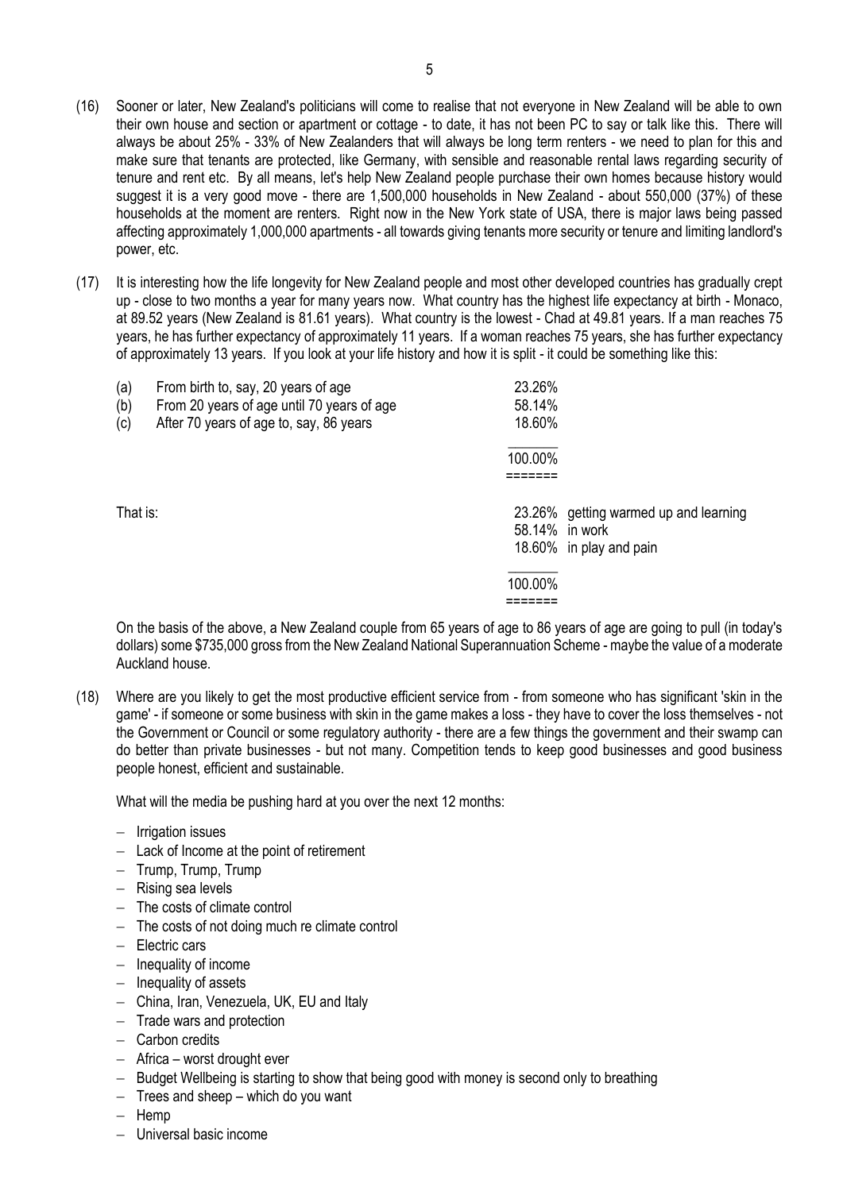(16) Sooner or later, New Zealand's politicians will come to realise that not everyone in New Zealand will be able to own their own house and section or apartment or cottage - to date, it has not been PC to say or talk like this. There will always be about 25% - 33% of New Zealanders that will always be long term renters - we need to plan for this and make sure that tenants are protected, like Germany, with sensible and reasonable rental laws regarding security of tenure and rent etc. By all means, let's help New Zealand people purchase their own homes because history would suggest it is a very good move - there are 1,500,000 households in New Zealand - about 550,000 (37%) of these households at the moment are renters. Right now in the New York state of USA, there is major laws being passed affecting approximately 1,000,000 apartments - all towards giving tenants more security or tenure and limiting landlord's power, etc.

(17) It is interesting how the life longevity for New Zealand people and most other developed countries has gradually crept up - close to two months a year for many years now. What country has the highest life expectancy at birth - Monaco, at 89.52 years (New Zealand is 81.61 years). What country is the lowest - Chad at 49.81 years. If a man reaches 75 years, he has further expectancy of approximately 11 years. If a woman reaches 75 years, she has further expectancy of approximately 13 years. If you look at your life history and how it is split - it could be something like this:

| | | |
|---|---|---|
| (a) | From birth to, say, 20 years of age | 23.26% |
| (b) | From 20 years of age until 70 years of age | 58.14% |
| (c) | After 70 years of age to, say, 86 years | 18.60% |
| | | 100.00% |

That is:

| | |
|---|---|
| 23.26% | getting warmed up and learning |
| 58.14% | in work |
| 18.60% | in play and pain |
| 100.00% | |

On the basis of the above, a New Zealand couple from 65 years of age to 86 years of age are going to pull (in today's dollars) some $735,000 gross from the New Zealand National Superannuation Scheme - maybe the value of a moderate Auckland house.

(18) Where are you likely to get the most productive efficient service from - from someone who has significant 'skin in the game' - if someone or some business with skin in the game makes a loss - they have to cover the loss themselves - not the Government or Council or some regulatory authority - there are a few things the government and their swamp can do better than private businesses - but not many. Competition tends to keep good businesses and good business people honest, efficient and sustainable.

What will the media be pushing hard at you over the next 12 months:

- Irrigation issues
- Lack of Income at the point of retirement
- Trump, Trump, Trump
- Rising sea levels
- The costs of climate control
- The costs of not doing much re climate control
- Electric cars
- Inequality of income
- Inequality of assets
- China, Iran, Venezuela, UK, EU and Italy
- Trade wars and protection
- Carbon credits
- Africa – worst drought ever
- Budget Wellbeing is starting to show that being good with money is second only to breathing
- Trees and sheep – which do you want
- Hemp
- Universal basic income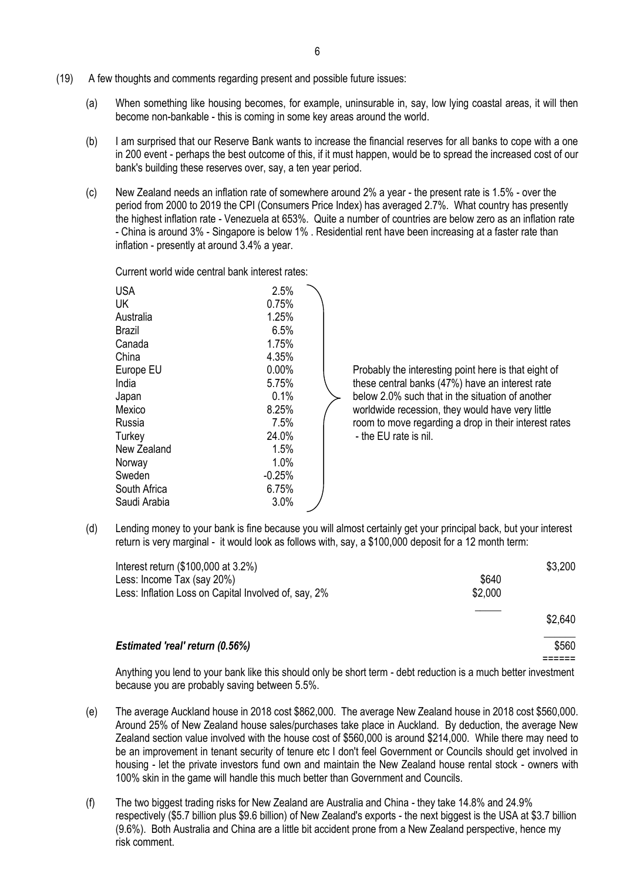(19) A few thoughts and comments regarding present and possible future issues:

(a) When something like housing becomes, for example, uninsurable in, say, low lying coastal areas, it will then become non-bankable - this is coming in some key areas around the world.

(b) I am surprised that our Reserve Bank wants to increase the financial reserves for all banks to cope with a one in 200 event - perhaps the best outcome of this, if it must happen, would be to spread the increased cost of our bank's building these reserves over, say, a ten year period.

(c) New Zealand needs an inflation rate of somewhere around 2% a year - the present rate is 1.5% - over the period from 2000 to 2019 the CPI (Consumers Price Index) has averaged 2.7%. What country has presently the highest inflation rate - Venezuela at 653%. Quite a number of countries are below zero as an inflation rate - China is around 3% - Singapore is below 1% . Residential rent have been increasing at a faster rate than inflation - presently at around 3.4% a year.

Current world wide central bank interest rates:

| Country | Rate |
|---|---|
| USA | 2.5% |
| UK | 0.75% |
| Australia | 1.25% |
| Brazil | 6.5% |
| Canada | 1.75% |
| China | 4.35% |
| Europe EU | 0.00% |
| India | 5.75% |
| Japan | 0.1% |
| Mexico | 8.25% |
| Russia | 7.5% |
| Turkey | 24.0% |
| New Zealand | 1.5% |
| Norway | 1.0% |
| Sweden | -0.25% |
| South Africa | 6.75% |
| Saudi Arabia | 3.0% |

Probably the interesting point here is that eight of these central banks (47%) have an interest rate below 2.0% such that in the situation of another worldwide recession, they would have very little room to move regarding a drop in their interest rates - the EU rate is nil.

(d) Lending money to your bank is fine because you will almost certainly get your principal back, but your interest return is very marginal - it would look as follows with, say, a \$100,000 deposit for a 12 month term:

| | | |
|---|---|---|
| Interest return (\$100,000 at 3.2%) | | \$3,200 |
| Less: Income Tax (say 20%) | \$640 | |
| Less: Inflation Loss on Capital Involved of, say, 2% | \$2,000 | |
| | | \$2,640 |
| ***Estimated 'real' return (0.56%)*** | | \$560 |

Anything you lend to your bank like this should only be short term - debt reduction is a much better investment because you are probably saving between 5.5%.

(e) The average Auckland house in 2018 cost \$862,000. The average New Zealand house in 2018 cost \$560,000. Around 25% of New Zealand house sales/purchases take place in Auckland. By deduction, the average New Zealand section value involved with the house cost of \$560,000 is around \$214,000. While there may need to be an improvement in tenant security of tenure etc I don't feel Government or Councils should get involved in housing - let the private investors fund own and maintain the New Zealand house rental stock - owners with 100% skin in the game will handle this much better than Government and Councils.

(f) The two biggest trading risks for New Zealand are Australia and China - they take 14.8% and 24.9% respectively (\$5.7 billion plus \$9.6 billion) of New Zealand's exports - the next biggest is the USA at \$3.7 billion (9.6%). Both Australia and China are a little bit accident prone from a New Zealand perspective, hence my risk comment.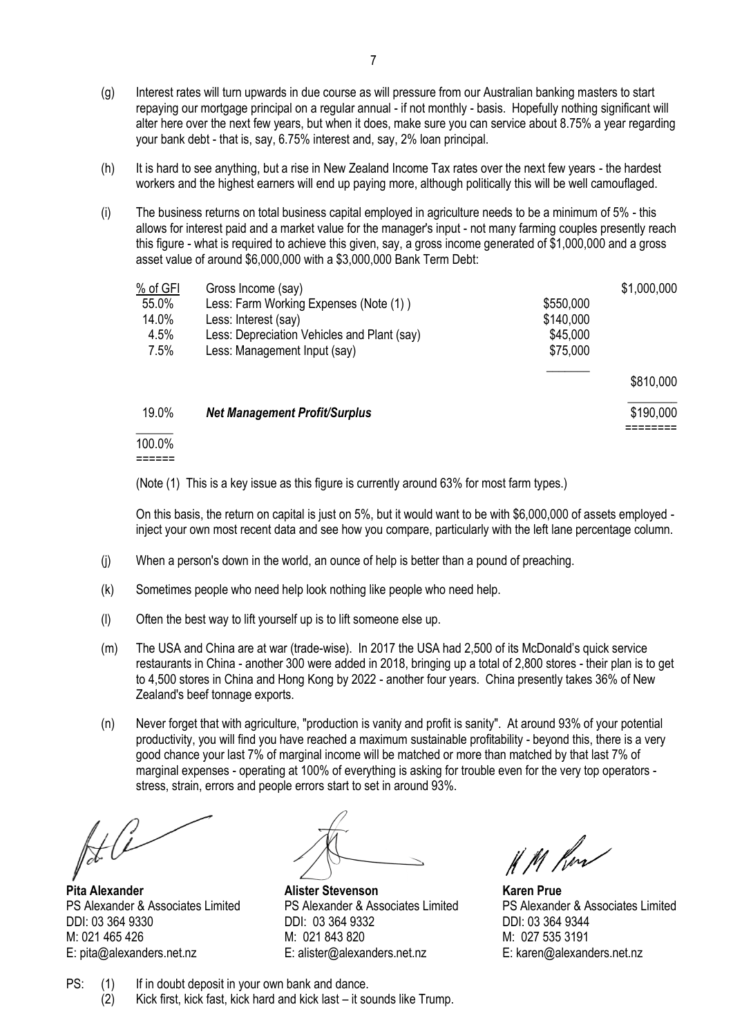(g) Interest rates will turn upwards in due course as will pressure from our Australian banking masters to start repaying our mortgage principal on a regular annual - if not monthly - basis. Hopefully nothing significant will alter here over the next few years, but when it does, make sure you can service about 8.75% a year regarding your bank debt - that is, say, 6.75% interest and, say, 2% loan principal.

(h) It is hard to see anything, but a rise in New Zealand Income Tax rates over the next few years - the hardest workers and the highest earners will end up paying more, although politically this will be well camouflaged.

(i) The business returns on total business capital employed in agriculture needs to be a minimum of 5% - this allows for interest paid and a market value for the manager's input - not many farming couples presently reach this figure - what is required to achieve this given, say, a gross income generated of $1,000,000 and a gross asset value of around $6,000,000 with a $3,000,000 Bank Term Debt:

| % of GFI | | | |
|---|---|---|---|
| | Gross Income (say) | | $1,000,000 |
| 55.0% | Less: Farm Working Expenses (Note (1) ) | $550,000 | |
| 14.0% | Less: Interest (say) | $140,000 | |
| 4.5% | Less: Depreciation Vehicles and Plant (say) | $45,000 | |
| 7.5% | Less: Management Input (say) | $75,000 | |
| | | | $810,000 |
| 19.0% | ***Net Management Profit/Surplus*** | | $190,000 |
| 100.0% | | | |

(Note (1) This is a key issue as this figure is currently around 63% for most farm types.)

On this basis, the return on capital is just on 5%, but it would want to be with $6,000,000 of assets employed - inject your own most recent data and see how you compare, particularly with the left lane percentage column.

(j) When a person's down in the world, an ounce of help is better than a pound of preaching.

(k) Sometimes people who need help look nothing like people who need help.

(l) Often the best way to lift yourself up is to lift someone else up.

(m) The USA and China are at war (trade-wise). In 2017 the USA had 2,500 of its McDonald's quick service restaurants in China - another 300 were added in 2018, bringing up a total of 2,800 stores - their plan is to get to 4,500 stores in China and Hong Kong by 2022 - another four years. China presently takes 36% of New Zealand's beef tonnage exports.

(n) Never forget that with agriculture, "production is vanity and profit is sanity". At around 93% of your potential productivity, you will find you have reached a maximum sustainable profitability - beyond this, there is a very good chance your last 7% of marginal income will be matched or more than matched by that last 7% of marginal expenses - operating at 100% of everything is asking for trouble even for the very top operators - stress, strain, errors and people errors start to set in around 93%.

**Pita Alexander**
PS Alexander & Associates Limited
DDI: 03 364 9330
M: 021 465 426
E: pita@alexanders.net.nz

**Alister Stevenson**
PS Alexander & Associates Limited
DDI: 03 364 9332
M: 021 843 820
E: alister@alexanders.net.nz

**Karen Prue**
PS Alexander & Associates Limited
DDI: 03 364 9344
M: 027 535 3191
E: karen@alexanders.net.nz

PS: (1) If in doubt deposit in your own bank and dance.
(2) Kick first, kick fast, kick hard and kick last – it sounds like Trump.